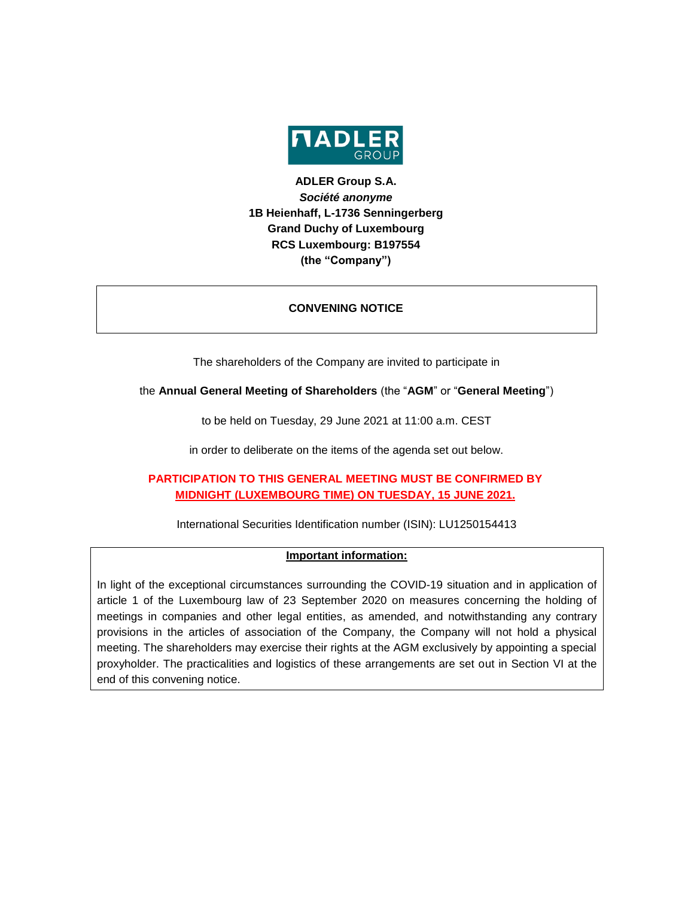**ADLER Group S.A.**
***Société anonyme***
**1B Heienhaff, L-1736 Senningerberg**
**Grand Duchy of Luxembourg**
**RCS Luxembourg: B197554**
**(the "Company")**

## CONVENING NOTICE

The shareholders of the Company are invited to participate in

the **Annual General Meeting of Shareholders** (the "**AGM**" or "**General Meeting**")

to be held on Tuesday, 29 June 2021 at 11:00 a.m. CEST

in order to deliberate on the items of the agenda set out below.

**PARTICIPATION TO THIS GENERAL MEETING MUST BE CONFIRMED BY MIDNIGHT (LUXEMBOURG TIME) ON TUESDAY, 15 JUNE 2021.**

International Securities Identification number (ISIN): LU1250154413

**Important information:**

In light of the exceptional circumstances surrounding the COVID-19 situation and in application of article 1 of the Luxembourg law of 23 September 2020 on measures concerning the holding of meetings in companies and other legal entities, as amended, and notwithstanding any contrary provisions in the articles of association of the Company, the Company will not hold a physical meeting. The shareholders may exercise their rights at the AGM exclusively by appointing a special proxyholder. The practicalities and logistics of these arrangements are set out in Section VI at the end of this convening notice.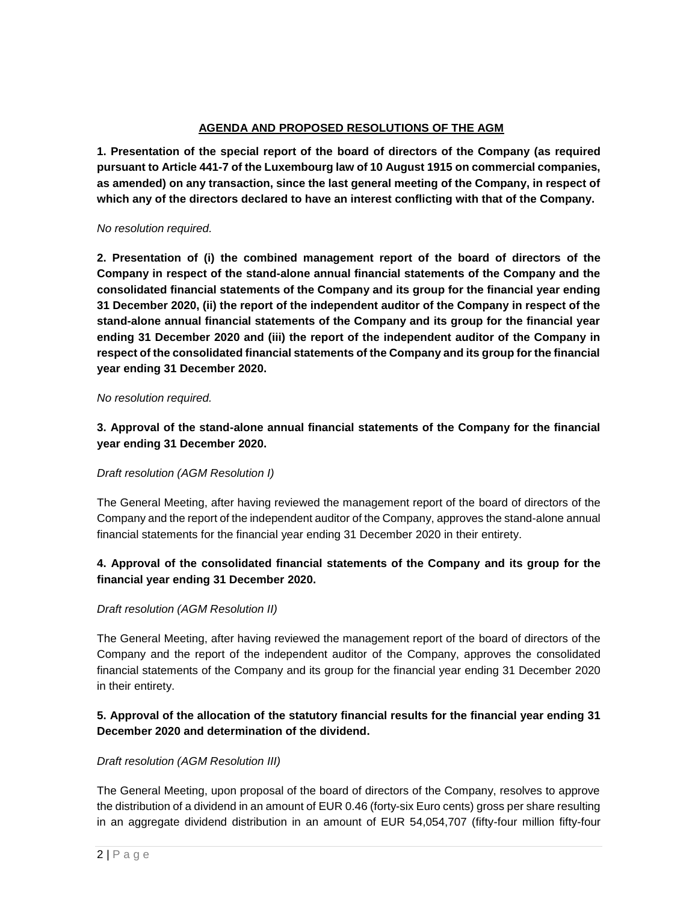## AGENDA AND PROPOSED RESOLUTIONS OF THE AGM

**1. Presentation of the special report of the board of directors of the Company (as required pursuant to Article 441-7 of the Luxembourg law of 10 August 1915 on commercial companies, as amended) on any transaction, since the last general meeting of the Company, in respect of which any of the directors declared to have an interest conflicting with that of the Company.**

*No resolution required.*

**2. Presentation of (i) the combined management report of the board of directors of the Company in respect of the stand-alone annual financial statements of the Company and the consolidated financial statements of the Company and its group for the financial year ending 31 December 2020, (ii) the report of the independent auditor of the Company in respect of the stand-alone annual financial statements of the Company and its group for the financial year ending 31 December 2020 and (iii) the report of the independent auditor of the Company in respect of the consolidated financial statements of the Company and its group for the financial year ending 31 December 2020.**

*No resolution required.*

**3. Approval of the stand-alone annual financial statements of the Company for the financial year ending 31 December 2020.**

*Draft resolution (AGM Resolution I)*

The General Meeting, after having reviewed the management report of the board of directors of the Company and the report of the independent auditor of the Company, approves the stand-alone annual financial statements for the financial year ending 31 December 2020 in their entirety.

**4. Approval of the consolidated financial statements of the Company and its group for the financial year ending 31 December 2020.**

*Draft resolution (AGM Resolution II)*

The General Meeting, after having reviewed the management report of the board of directors of the Company and the report of the independent auditor of the Company, approves the consolidated financial statements of the Company and its group for the financial year ending 31 December 2020 in their entirety.

**5. Approval of the allocation of the statutory financial results for the financial year ending 31 December 2020 and determination of the dividend.**

*Draft resolution (AGM Resolution III)*

The General Meeting, upon proposal of the board of directors of the Company, resolves to approve the distribution of a dividend in an amount of EUR 0.46 (forty-six Euro cents) gross per share resulting in an aggregate dividend distribution in an amount of EUR 54,054,707 (fifty-four million fifty-four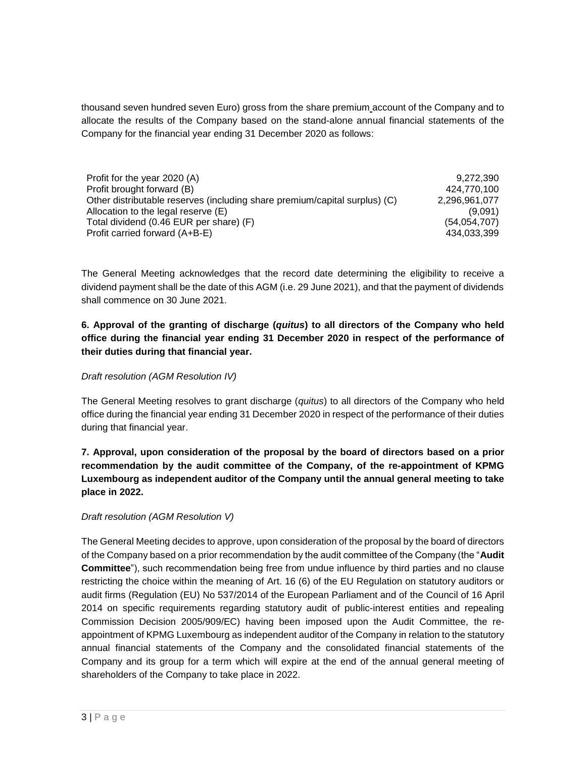thousand seven hundred seven Euro) gross from the share premium account of the Company and to allocate the results of the Company based on the stand-alone annual financial statements of the Company for the financial year ending 31 December 2020 as follows:

| | |
|---|---:|
| Profit for the year 2020 (A) | 9,272,390 |
| Profit brought forward (B) | 424,770,100 |
| Other distributable reserves (including share premium/capital surplus) (C) | 2,296,961,077 |
| Allocation to the legal reserve (E) | (9,091) |
| Total dividend (0.46 EUR per share) (F) | (54,054,707) |
| Profit carried forward (A+B-E) | 434,033,399 |

The General Meeting acknowledges that the record date determining the eligibility to receive a dividend payment shall be the date of this AGM (i.e. 29 June 2021), and that the payment of dividends shall commence on 30 June 2021.

**6. Approval of the granting of discharge (*quitus*) to all directors of the Company who held office during the financial year ending 31 December 2020 in respect of the performance of their duties during that financial year.**

*Draft resolution (AGM Resolution IV)*

The General Meeting resolves to grant discharge (*quitus*) to all directors of the Company who held office during the financial year ending 31 December 2020 in respect of the performance of their duties during that financial year.

**7. Approval, upon consideration of the proposal by the board of directors based on a prior recommendation by the audit committee of the Company, of the re-appointment of KPMG Luxembourg as independent auditor of the Company until the annual general meeting to take place in 2022.**

*Draft resolution (AGM Resolution V)*

The General Meeting decides to approve, upon consideration of the proposal by the board of directors of the Company based on a prior recommendation by the audit committee of the Company (the "**Audit Committee**"), such recommendation being free from undue influence by third parties and no clause restricting the choice within the meaning of Art. 16 (6) of the EU Regulation on statutory auditors or audit firms (Regulation (EU) No 537/2014 of the European Parliament and of the Council of 16 April 2014 on specific requirements regarding statutory audit of public-interest entities and repealing Commission Decision 2005/909/EC) having been imposed upon the Audit Committee, the re-appointment of KPMG Luxembourg as independent auditor of the Company in relation to the statutory annual financial statements of the Company and the consolidated financial statements of the Company and its group for a term which will expire at the end of the annual general meeting of shareholders of the Company to take place in 2022.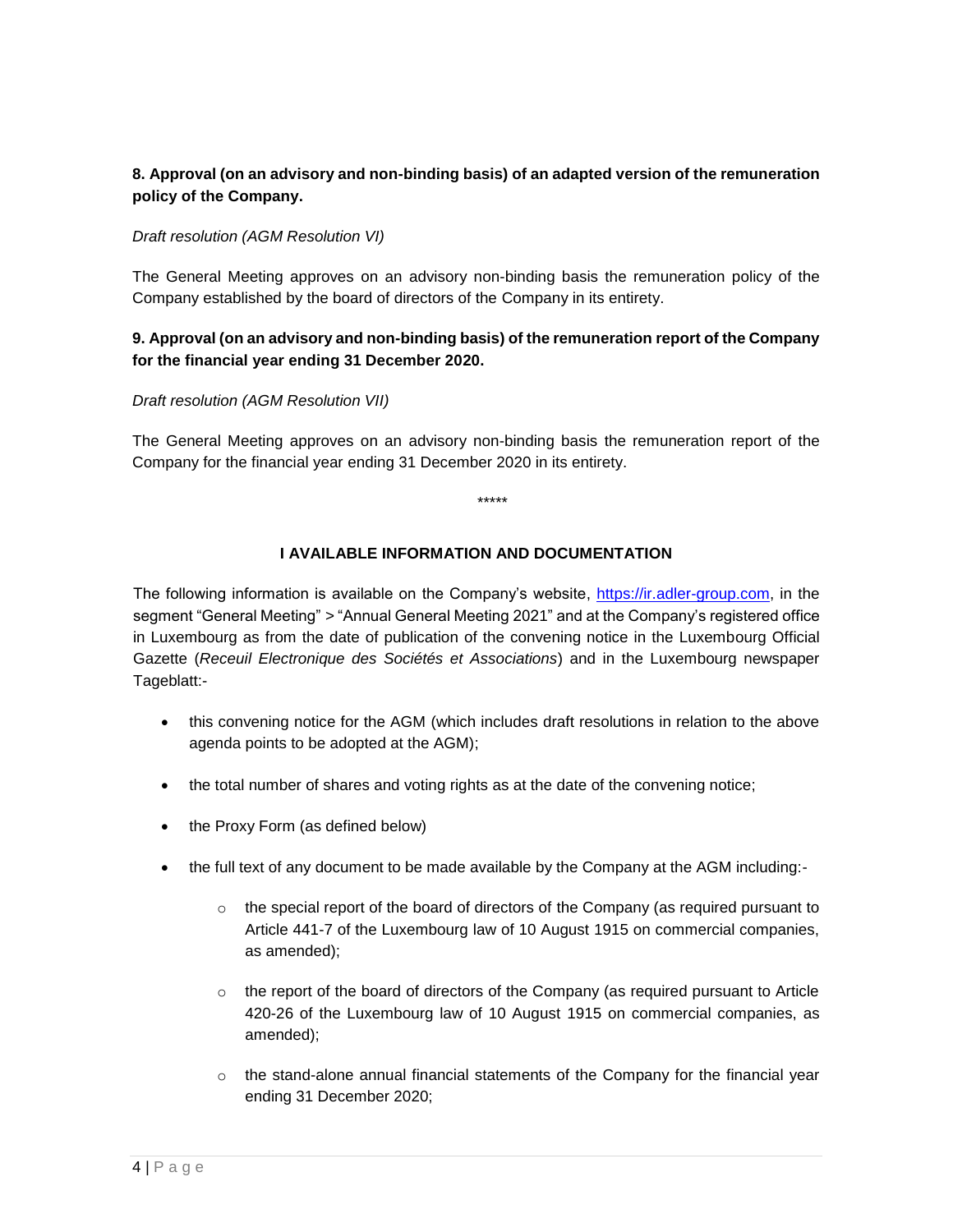**8. Approval (on an advisory and non-binding basis) of an adapted version of the remuneration policy of the Company.**

*Draft resolution (AGM Resolution VI)*

The General Meeting approves on an advisory non-binding basis the remuneration policy of the Company established by the board of directors of the Company in its entirety.

**9. Approval (on an advisory and non-binding basis) of the remuneration report of the Company for the financial year ending 31 December 2020.**

*Draft resolution (AGM Resolution VII)*

The General Meeting approves on an advisory non-binding basis the remuneration report of the Company for the financial year ending 31 December 2020 in its entirety.

\*\*\*\*\*

## I AVAILABLE INFORMATION AND DOCUMENTATION

The following information is available on the Company's website, https://ir.adler-group.com, in the segment "General Meeting" > "Annual General Meeting 2021" and at the Company's registered office in Luxembourg as from the date of publication of the convening notice in the Luxembourg Official Gazette (*Receuil Electronique des Sociétés et Associations*) and in the Luxembourg newspaper Tageblatt:-

- this convening notice for the AGM (which includes draft resolutions in relation to the above agenda points to be adopted at the AGM);
- the total number of shares and voting rights as at the date of the convening notice;
- the Proxy Form (as defined below)
- the full text of any document to be made available by the Company at the AGM including:-
  - the special report of the board of directors of the Company (as required pursuant to Article 441-7 of the Luxembourg law of 10 August 1915 on commercial companies, as amended);
  - the report of the board of directors of the Company (as required pursuant to Article 420-26 of the Luxembourg law of 10 August 1915 on commercial companies, as amended);
  - the stand-alone annual financial statements of the Company for the financial year ending 31 December 2020;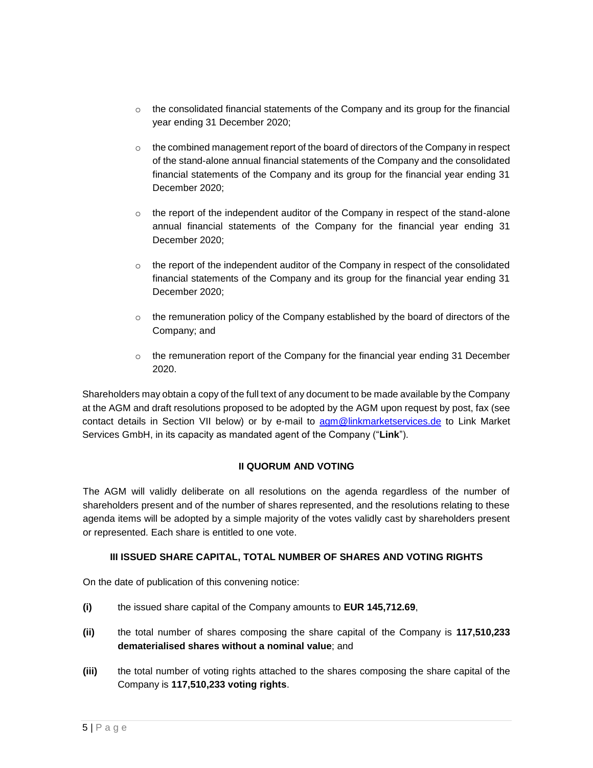- the consolidated financial statements of the Company and its group for the financial year ending 31 December 2020;

- the combined management report of the board of directors of the Company in respect of the stand-alone annual financial statements of the Company and the consolidated financial statements of the Company and its group for the financial year ending 31 December 2020;

- the report of the independent auditor of the Company in respect of the stand-alone annual financial statements of the Company for the financial year ending 31 December 2020;

- the report of the independent auditor of the Company in respect of the consolidated financial statements of the Company and its group for the financial year ending 31 December 2020;

- the remuneration policy of the Company established by the board of directors of the Company; and

- the remuneration report of the Company for the financial year ending 31 December 2020.

Shareholders may obtain a copy of the full text of any document to be made available by the Company at the AGM and draft resolutions proposed to be adopted by the AGM upon request by post, fax (see contact details in Section VII below) or by e-mail to agm@linkmarketservices.de to Link Market Services GmbH, in its capacity as mandated agent of the Company ("**Link**").

## II QUORUM AND VOTING

The AGM will validly deliberate on all resolutions on the agenda regardless of the number of shareholders present and of the number of shares represented, and the resolutions relating to these agenda items will be adopted by a simple majority of the votes validly cast by shareholders present or represented. Each share is entitled to one vote.

## III ISSUED SHARE CAPITAL, TOTAL NUMBER OF SHARES AND VOTING RIGHTS

On the date of publication of this convening notice:

**(i)** the issued share capital of the Company amounts to **EUR 145,712.69**,

**(ii)** the total number of shares composing the share capital of the Company is **117,510,233 dematerialised shares without a nominal value**; and

**(iii)** the total number of voting rights attached to the shares composing the share capital of the Company is **117,510,233 voting rights**.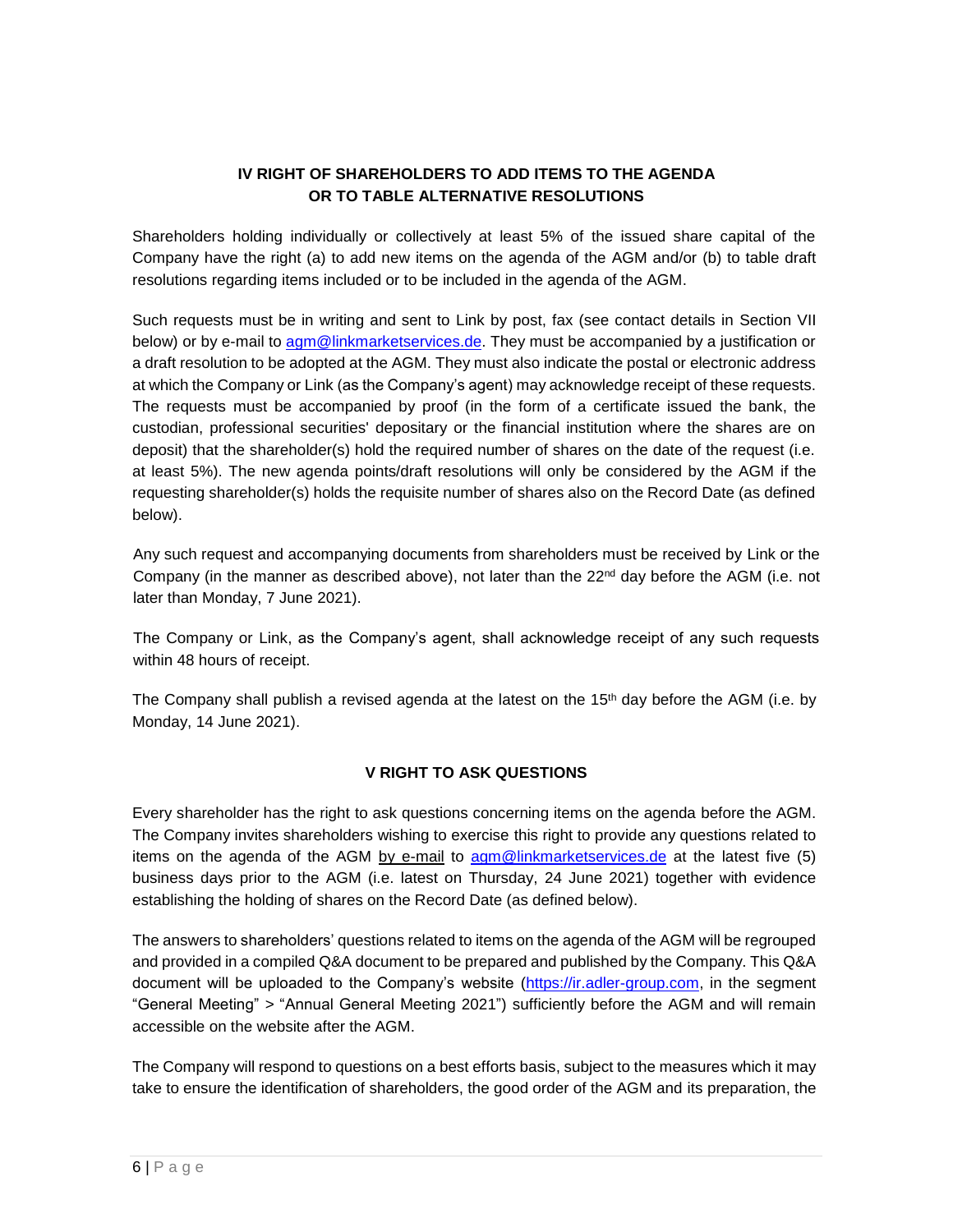## IV RIGHT OF SHAREHOLDERS TO ADD ITEMS TO THE AGENDA OR TO TABLE ALTERNATIVE RESOLUTIONS

Shareholders holding individually or collectively at least 5% of the issued share capital of the Company have the right (a) to add new items on the agenda of the AGM and/or (b) to table draft resolutions regarding items included or to be included in the agenda of the AGM.

Such requests must be in writing and sent to Link by post, fax (see contact details in Section VII below) or by e-mail to agm@linkmarketservices.de. They must be accompanied by a justification or a draft resolution to be adopted at the AGM. They must also indicate the postal or electronic address at which the Company or Link (as the Company's agent) may acknowledge receipt of these requests. The requests must be accompanied by proof (in the form of a certificate issued the bank, the custodian, professional securities' depositary or the financial institution where the shares are on deposit) that the shareholder(s) hold the required number of shares on the date of the request (i.e. at least 5%). The new agenda points/draft resolutions will only be considered by the AGM if the requesting shareholder(s) holds the requisite number of shares also on the Record Date (as defined below).

Any such request and accompanying documents from shareholders must be received by Link or the Company (in the manner as described above), not later than the 22nd day before the AGM (i.e. not later than Monday, 7 June 2021).

The Company or Link, as the Company's agent, shall acknowledge receipt of any such requests within 48 hours of receipt.

The Company shall publish a revised agenda at the latest on the 15th day before the AGM (i.e. by Monday, 14 June 2021).

## V RIGHT TO ASK QUESTIONS

Every shareholder has the right to ask questions concerning items on the agenda before the AGM. The Company invites shareholders wishing to exercise this right to provide any questions related to items on the agenda of the AGM by e-mail to agm@linkmarketservices.de at the latest five (5) business days prior to the AGM (i.e. latest on Thursday, 24 June 2021) together with evidence establishing the holding of shares on the Record Date (as defined below).

The answers to shareholders' questions related to items on the agenda of the AGM will be regrouped and provided in a compiled Q&A document to be prepared and published by the Company. This Q&A document will be uploaded to the Company's website (https://ir.adler-group.com, in the segment "General Meeting" > "Annual General Meeting 2021") sufficiently before the AGM and will remain accessible on the website after the AGM.

The Company will respond to questions on a best efforts basis, subject to the measures which it may take to ensure the identification of shareholders, the good order of the AGM and its preparation, the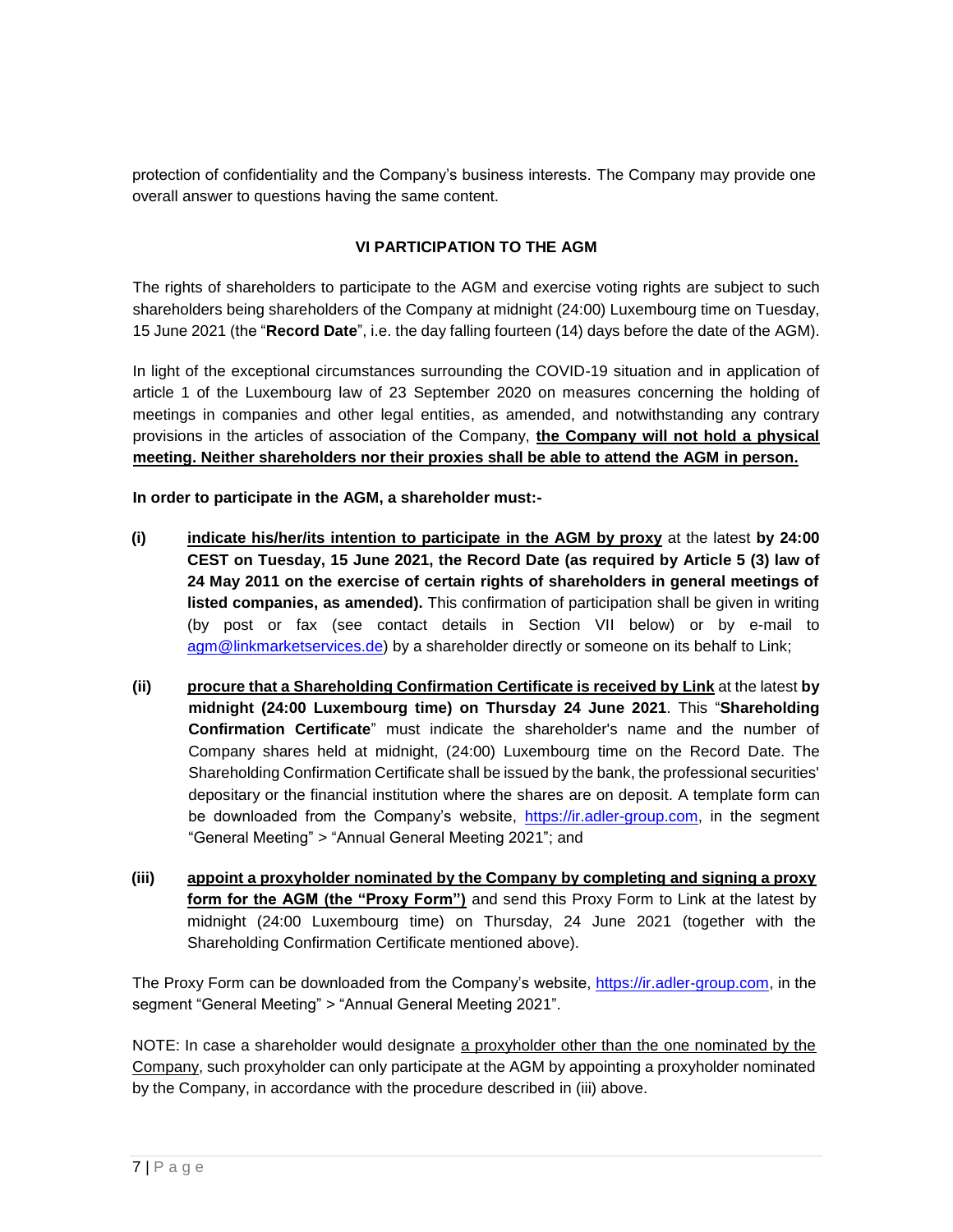protection of confidentiality and the Company's business interests. The Company may provide one overall answer to questions having the same content.

## VI PARTICIPATION TO THE AGM

The rights of shareholders to participate to the AGM and exercise voting rights are subject to such shareholders being shareholders of the Company at midnight (24:00) Luxembourg time on Tuesday, 15 June 2021 (the "**Record Date**", i.e. the day falling fourteen (14) days before the date of the AGM).

In light of the exceptional circumstances surrounding the COVID-19 situation and in application of article 1 of the Luxembourg law of 23 September 2020 on measures concerning the holding of meetings in companies and other legal entities, as amended, and notwithstanding any contrary provisions in the articles of association of the Company, **the Company will not hold a physical meeting. Neither shareholders nor their proxies shall be able to attend the AGM in person.**

**In order to participate in the AGM, a shareholder must:-**

**(i)** **indicate his/her/its intention to participate in the AGM by proxy** at the latest **by 24:00 CEST on Tuesday, 15 June 2021, the Record Date (as required by Article 5 (3) law of 24 May 2011 on the exercise of certain rights of shareholders in general meetings of listed companies, as amended).** This confirmation of participation shall be given in writing (by post or fax (see contact details in Section VII below) or by e-mail to agm@linkmarketservices.de) by a shareholder directly or someone on its behalf to Link;

**(ii)** **procure that a Shareholding Confirmation Certificate is received by Link** at the latest **by midnight (24:00 Luxembourg time) on Thursday 24 June 2021**. This "**Shareholding Confirmation Certificate**" must indicate the shareholder's name and the number of Company shares held at midnight, (24:00) Luxembourg time on the Record Date. The Shareholding Confirmation Certificate shall be issued by the bank, the professional securities' depositary or the financial institution where the shares are on deposit. A template form can be downloaded from the Company's website, https://ir.adler-group.com, in the segment "General Meeting" > "Annual General Meeting 2021"; and

**(iii)** **appoint a proxyholder nominated by the Company by completing and signing a proxy form for the AGM (the "Proxy Form")** and send this Proxy Form to Link at the latest by midnight (24:00 Luxembourg time) on Thursday, 24 June 2021 (together with the Shareholding Confirmation Certificate mentioned above).

The Proxy Form can be downloaded from the Company's website, https://ir.adler-group.com, in the segment "General Meeting" > "Annual General Meeting 2021".

NOTE: In case a shareholder would designate a proxyholder other than the one nominated by the Company, such proxyholder can only participate at the AGM by appointing a proxyholder nominated by the Company, in accordance with the procedure described in (iii) above.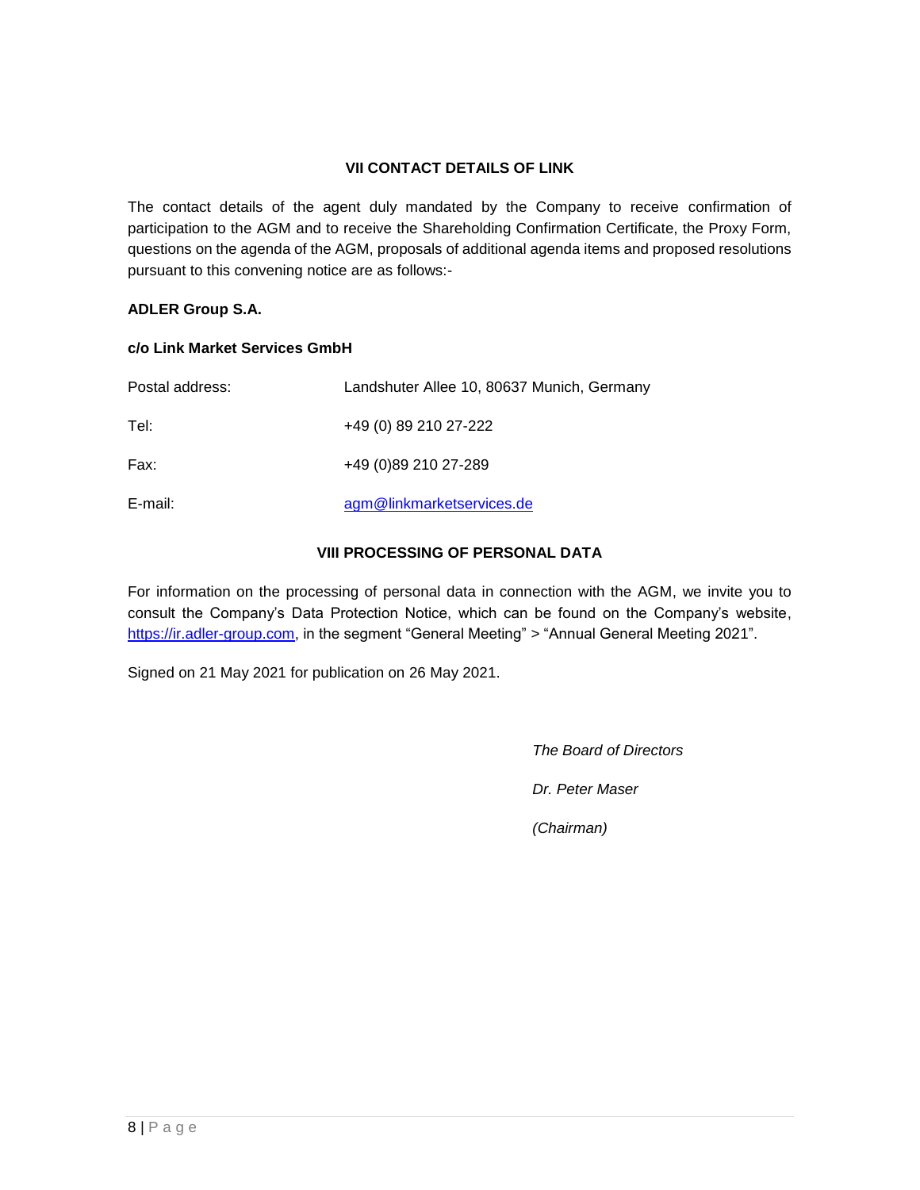## VII CONTACT DETAILS OF LINK

The contact details of the agent duly mandated by the Company to receive confirmation of participation to the AGM and to receive the Shareholding Confirmation Certificate, the Proxy Form, questions on the agenda of the AGM, proposals of additional agenda items and proposed resolutions pursuant to this convening notice are as follows:-

**ADLER Group S.A.**

**c/o Link Market Services GmbH**

| | |
|---|---|
| Postal address: | Landshuter Allee 10, 80637 Munich, Germany |
| Tel: | +49 (0) 89 210 27-222 |
| Fax: | +49 (0)89 210 27-289 |
| E-mail: | agm@linkmarketservices.de |

## VIII PROCESSING OF PERSONAL DATA

For information on the processing of personal data in connection with the AGM, we invite you to consult the Company's Data Protection Notice, which can be found on the Company's website, https://ir.adler-group.com, in the segment "General Meeting" > "Annual General Meeting 2021".

Signed on 21 May 2021 for publication on 26 May 2021.

*The Board of Directors*

*Dr. Peter Maser*

*(Chairman)*